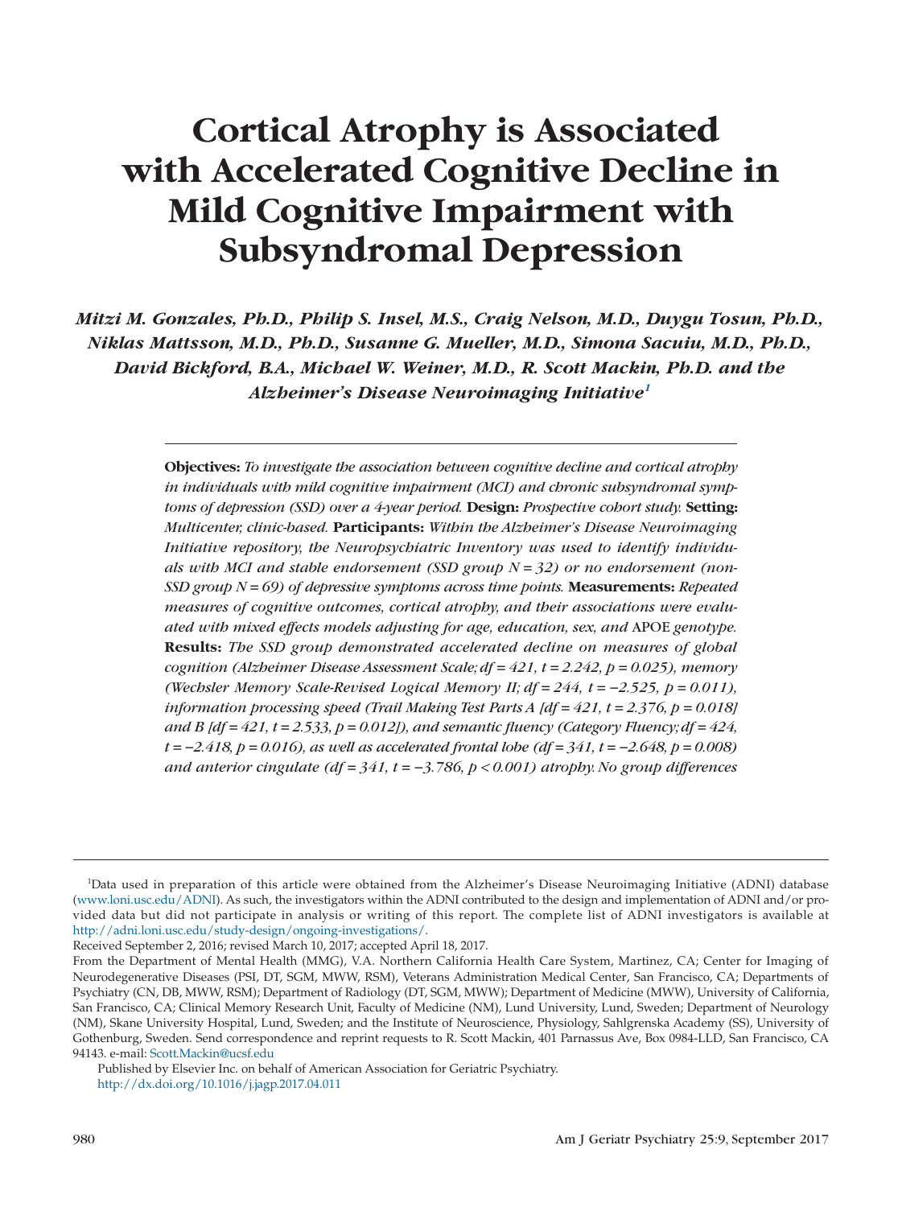# Cortical Atrophy is Associated with Accelerated Cognitive Decline in Mild Cognitive Impairment with Subsyndromal Depression

*Mitzi M. Gonzales, Ph.D., Philip S. Insel, M.S., Craig Nelson, M.D., Duygu Tosun, Ph.D., Niklas Mattsson, M.D., Ph.D., Susanne G. Mueller, M.D., Simona Sacuiu, M.D., Ph.D., David Bickford, B.A., Michael W. Weiner, M.D., R. Scott Mackin, Ph.D. and the Alzheimer's Disease Neuroimaging Initiative*[1]

---

**Objectives:** *To investigate the association between cognitive decline and cortical atrophy in individuals with mild cognitive impairment (MCI) and chronic subsyndromal symptoms of depression (SSD) over a 4-year period.* **Design:** *Prospective cohort study.* **Setting:** *Multicenter, clinic-based.* **Participants:** *Within the Alzheimer's Disease Neuroimaging Initiative repository, the Neuropsychiatric Inventory was used to identify individuals with MCI and stable endorsement (SSD group N = 32) or no endorsement (non-SSD group N = 69) of depressive symptoms across time points.* **Measurements:** *Repeated measures of cognitive outcomes, cortical atrophy, and their associations were evaluated with mixed effects models adjusting for age, education, sex, and* APOE *genotype.* **Results:** *The SSD group demonstrated accelerated decline on measures of global cognition (Alzheimer Disease Assessment Scale; df = 421, t = 2.242, p = 0.025), memory (Wechsler Memory Scale-Revised Logical Memory II; df = 244, t = −2.525, p = 0.011), information processing speed (Trail Making Test Parts A [df = 421, t = 2.376, p = 0.018] and B [df = 421, t = 2.533, p = 0.012]), and semantic fluency (Category Fluency; df = 424, t = −2.418, p = 0.016), as well as accelerated frontal lobe (df = 341, t = −2.648, p = 0.008) and anterior cingulate (df = 341, t = −3.786, p < 0.001) atrophy. No group differences*

---

[1]Data used in preparation of this article were obtained from the Alzheimer's Disease Neuroimaging Initiative (ADNI) database (www.loni.usc.edu/ADNI). As such, the investigators within the ADNI contributed to the design and implementation of ADNI and/or provided data but did not participate in analysis or writing of this report. The complete list of ADNI investigators is available at http://adni.loni.usc.edu/study-design/ongoing-investigations/.

Received September 2, 2016; revised March 10, 2017; accepted April 18, 2017.

From the Department of Mental Health (MMG), V.A. Northern California Health Care System, Martinez, CA; Center for Imaging of Neurodegenerative Diseases (PSI, DT, SGM, MWW, RSM), Veterans Administration Medical Center, San Francisco, CA; Departments of Psychiatry (CN, DB, MWW, RSM); Department of Radiology (DT, SGM, MWW); Department of Medicine (MWW), University of California, San Francisco, CA; Clinical Memory Research Unit, Faculty of Medicine (NM), Lund University, Lund, Sweden; Department of Neurology (NM), Skane University Hospital, Lund, Sweden; and the Institute of Neuroscience, Physiology, Sahlgrenska Academy (SS), University of Gothenburg, Sweden. Send correspondence and reprint requests to R. Scott Mackin, 401 Parnassus Ave, Box 0984-LLD, San Francisco, CA 94143. e-mail: Scott.Mackin@ucsf.edu

Published by Elsevier Inc. on behalf of American Association for Geriatric Psychiatry.
http://dx.doi.org/10.1016/j.jagp.2017.04.011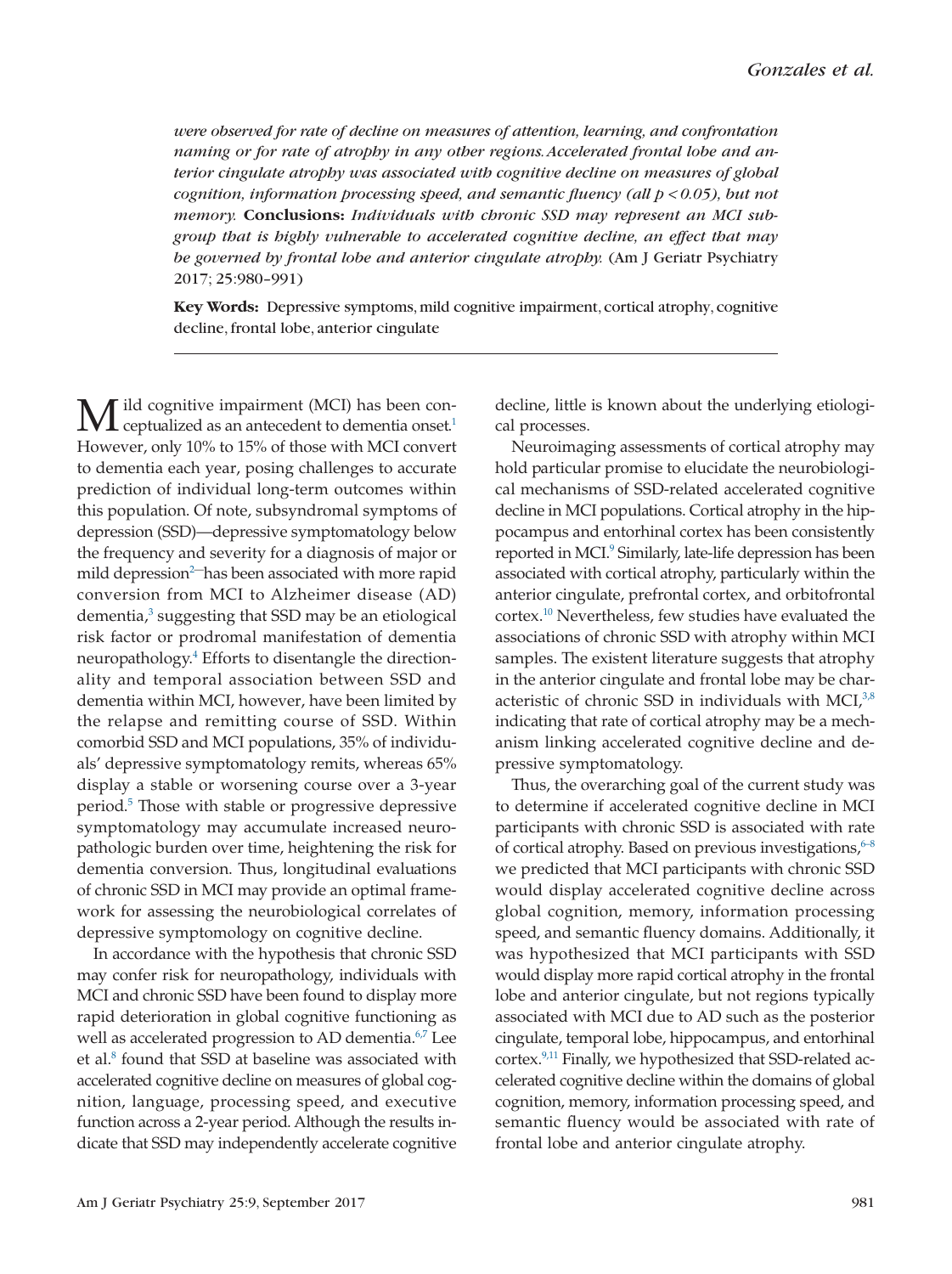*were observed for rate of decline on measures of attention, learning, and confrontation naming or for rate of atrophy in any other regions. Accelerated frontal lobe and anterior cingulate atrophy was associated with cognitive decline on measures of global cognition, information processing speed, and semantic fluency (all $p < 0.05$), but not memory.* **Conclusions:** *Individuals with chronic SSD may represent an MCI subgroup that is highly vulnerable to accelerated cognitive decline, an effect that may be governed by frontal lobe and anterior cingulate atrophy.* (Am J Geriatr Psychiatry 2017; 25:980–991)

**Key Words:** Depressive symptoms, mild cognitive impairment, cortical atrophy, cognitive decline, frontal lobe, anterior cingulate

---

Mild cognitive impairment (MCI) has been conceptualized as an antecedent to dementia onset.[1] However, only 10% to 15% of those with MCI convert to dementia each year, posing challenges to accurate prediction of individual long-term outcomes within this population. Of note, subsyndromal symptoms of depression (SSD)—depressive symptomatology below the frequency and severity for a diagnosis of major or mild depression[2]—has been associated with more rapid conversion from MCI to Alzheimer disease (AD) dementia,[3] suggesting that SSD may be an etiological risk factor or prodromal manifestation of dementia neuropathology.[4] Efforts to disentangle the directionality and temporal association between SSD and dementia within MCI, however, have been limited by the relapse and remitting course of SSD. Within comorbid SSD and MCI populations, 35% of individuals' depressive symptomatology remits, whereas 65% display a stable or worsening course over a 3-year period.[5] Those with stable or progressive depressive symptomatology may accumulate increased neuropathologic burden over time, heightening the risk for dementia conversion. Thus, longitudinal evaluations of chronic SSD in MCI may provide an optimal framework for assessing the neurobiological correlates of depressive symptomology on cognitive decline.

In accordance with the hypothesis that chronic SSD may confer risk for neuropathology, individuals with MCI and chronic SSD have been found to display more rapid deterioration in global cognitive functioning as well as accelerated progression to AD dementia.[6,7] Lee et al.[8] found that SSD at baseline was associated with accelerated cognitive decline on measures of global cognition, language, processing speed, and executive function across a 2-year period. Although the results indicate that SSD may independently accelerate cognitive decline, little is known about the underlying etiological processes.

Neuroimaging assessments of cortical atrophy may hold particular promise to elucidate the neurobiological mechanisms of SSD-related accelerated cognitive decline in MCI populations. Cortical atrophy in the hippocampus and entorhinal cortex has been consistently reported in MCI.[9] Similarly, late-life depression has been associated with cortical atrophy, particularly within the anterior cingulate, prefrontal cortex, and orbitofrontal cortex.[10] Nevertheless, few studies have evaluated the associations of chronic SSD with atrophy within MCI samples. The existent literature suggests that atrophy in the anterior cingulate and frontal lobe may be characteristic of chronic SSD in individuals with MCI,[3,8] indicating that rate of cortical atrophy may be a mechanism linking accelerated cognitive decline and depressive symptomatology.

Thus, the overarching goal of the current study was to determine if accelerated cognitive decline in MCI participants with chronic SSD is associated with rate of cortical atrophy. Based on previous investigations,[6–8] we predicted that MCI participants with chronic SSD would display accelerated cognitive decline across global cognition, memory, information processing speed, and semantic fluency domains. Additionally, it was hypothesized that MCI participants with SSD would display more rapid cortical atrophy in the frontal lobe and anterior cingulate, but not regions typically associated with MCI due to AD such as the posterior cingulate, temporal lobe, hippocampus, and entorhinal cortex.[9,11] Finally, we hypothesized that SSD-related accelerated cognitive decline within the domains of global cognition, memory, information processing speed, and semantic fluency would be associated with rate of frontal lobe and anterior cingulate atrophy.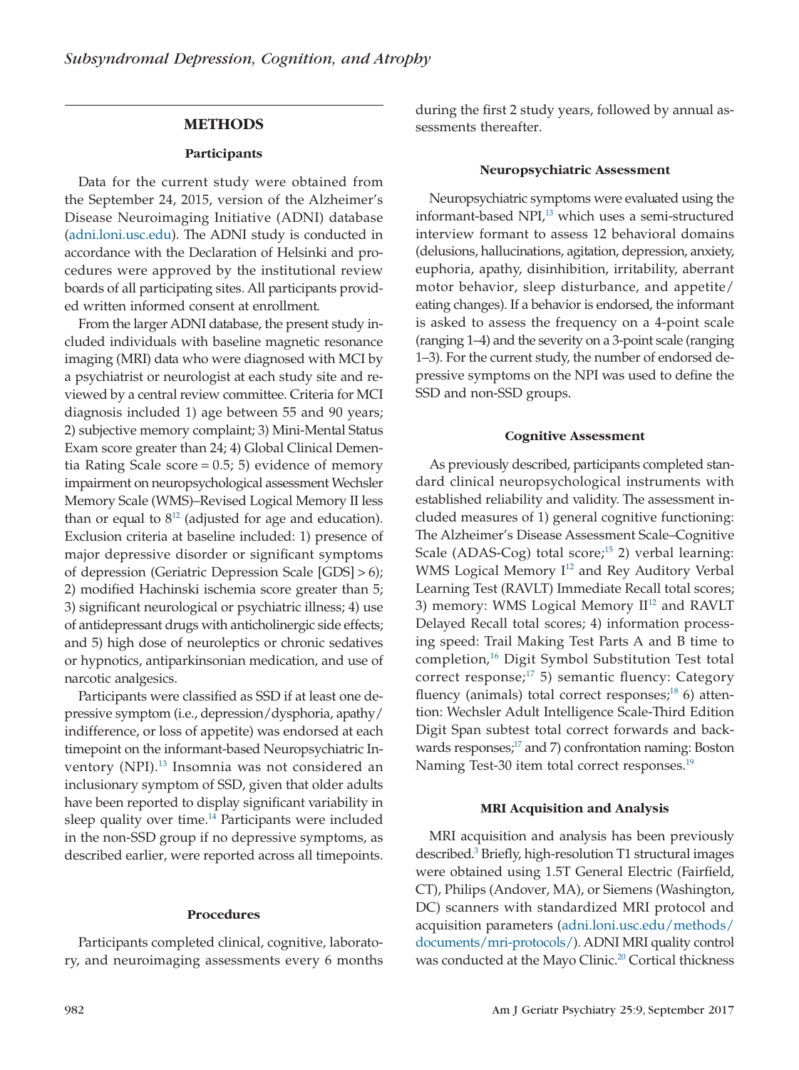## METHODS

### Participants

Data for the current study were obtained from the September 24, 2015, version of the Alzheimer's Disease Neuroimaging Initiative (ADNI) database (adni.loni.usc.edu). The ADNI study is conducted in accordance with the Declaration of Helsinki and procedures were approved by the institutional review boards of all participating sites. All participants provided written informed consent at enrollment.

From the larger ADNI database, the present study included individuals with baseline magnetic resonance imaging (MRI) data who were diagnosed with MCI by a psychiatrist or neurologist at each study site and reviewed by a central review committee. Criteria for MCI diagnosis included 1) age between 55 and 90 years; 2) subjective memory complaint; 3) Mini-Mental Status Exam score greater than 24; 4) Global Clinical Dementia Rating Scale score = 0.5; 5) evidence of memory impairment on neuropsychological assessment Wechsler Memory Scale (WMS)–Revised Logical Memory II less than or equal to 8[12] (adjusted for age and education). Exclusion criteria at baseline included: 1) presence of major depressive disorder or significant symptoms of depression (Geriatric Depression Scale [GDS] > 6); 2) modified Hachinski ischemia score greater than 5; 3) significant neurological or psychiatric illness; 4) use of antidepressant drugs with anticholinergic side effects; and 5) high dose of neuroleptics or chronic sedatives or hypnotics, antiparkinsonian medication, and use of narcotic analgesics.

Participants were classified as SSD if at least one depressive symptom (i.e., depression/dysphoria, apathy/indifference, or loss of appetite) was endorsed at each timepoint on the informant-based Neuropsychiatric Inventory (NPI).[13] Insomnia was not considered an inclusionary symptom of SSD, given that older adults have been reported to display significant variability in sleep quality over time.[14] Participants were included in the non-SSD group if no depressive symptoms, as described earlier, were reported across all timepoints.

### Procedures

Participants completed clinical, cognitive, laboratory, and neuroimaging assessments every 6 months during the first 2 study years, followed by annual assessments thereafter.

### Neuropsychiatric Assessment

Neuropsychiatric symptoms were evaluated using the informant-based NPI,[13] which uses a semi-structured interview formant to assess 12 behavioral domains (delusions, hallucinations, agitation, depression, anxiety, euphoria, apathy, disinhibition, irritability, aberrant motor behavior, sleep disturbance, and appetite/eating changes). If a behavior is endorsed, the informant is asked to assess the frequency on a 4-point scale (ranging 1–4) and the severity on a 3-point scale (ranging 1–3). For the current study, the number of endorsed depressive symptoms on the NPI was used to define the SSD and non-SSD groups.

### Cognitive Assessment

As previously described, participants completed standard clinical neuropsychological instruments with established reliability and validity. The assessment included measures of 1) general cognitive functioning: The Alzheimer's Disease Assessment Scale–Cognitive Scale (ADAS-Cog) total score;[15] 2) verbal learning: WMS Logical Memory I[12] and Rey Auditory Verbal Learning Test (RAVLT) Immediate Recall total scores; 3) memory: WMS Logical Memory II[12] and RAVLT Delayed Recall total scores; 4) information processing speed: Trail Making Test Parts A and B time to completion,[16] Digit Symbol Substitution Test total correct response;[17] 5) semantic fluency: Category fluency (animals) total correct responses;[18] 6) attention: Wechsler Adult Intelligence Scale-Third Edition Digit Span subtest total correct forwards and backwards responses;[17] and 7) confrontation naming: Boston Naming Test-30 item total correct responses.[19]

### MRI Acquisition and Analysis

MRI acquisition and analysis has been previously described.[3] Briefly, high-resolution T1 structural images were obtained using 1.5T General Electric (Fairfield, CT), Philips (Andover, MA), or Siemens (Washington, DC) scanners with standardized MRI protocol and acquisition parameters (adni.loni.usc.edu/methods/documents/mri-protocols/). ADNI MRI quality control was conducted at the Mayo Clinic.[20] Cortical thickness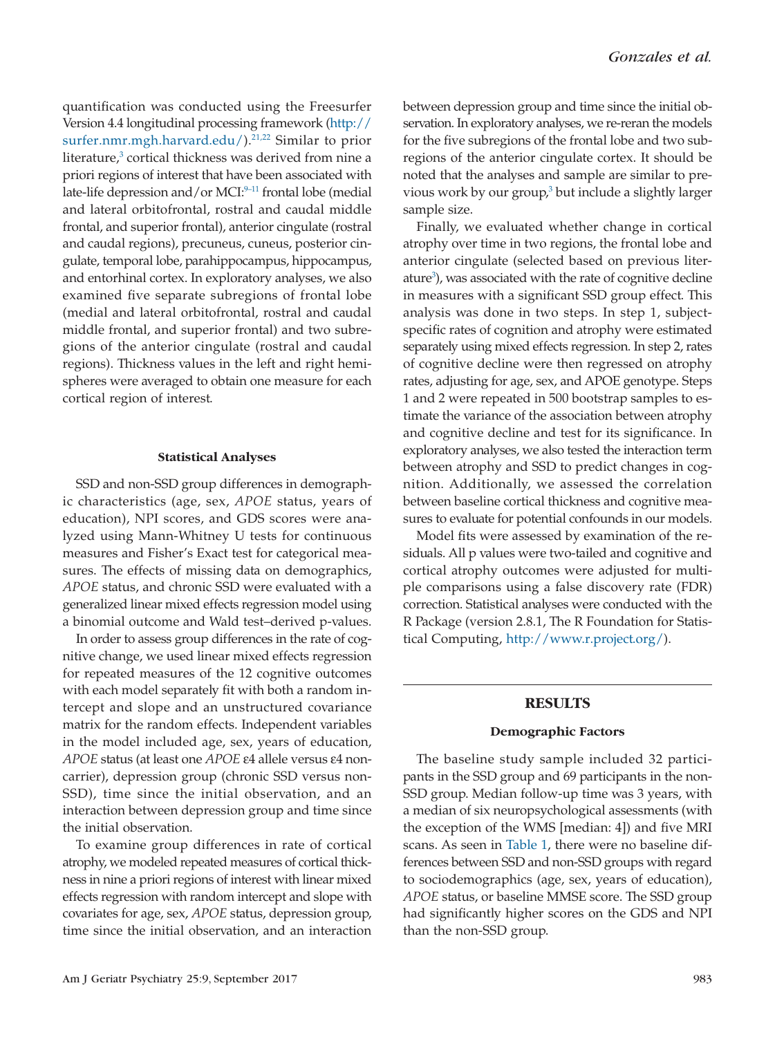quantification was conducted using the Freesurfer Version 4.4 longitudinal processing framework (http://surfer.nmr.mgh.harvard.edu/).[21,22] Similar to prior literature,[3] cortical thickness was derived from nine a priori regions of interest that have been associated with late-life depression and/or MCI:[9–11] frontal lobe (medial and lateral orbitofrontal, rostral and caudal middle frontal, and superior frontal), anterior cingulate (rostral and caudal regions), precuneus, cuneus, posterior cingulate, temporal lobe, parahippocampus, hippocampus, and entorhinal cortex. In exploratory analyses, we also examined five separate subregions of frontal lobe (medial and lateral orbitofrontal, rostral and caudal middle frontal, and superior frontal) and two subregions of the anterior cingulate (rostral and caudal regions). Thickness values in the left and right hemispheres were averaged to obtain one measure for each cortical region of interest.

#### Statistical Analyses

SSD and non-SSD group differences in demographic characteristics (age, sex, *APOE* status, years of education), NPI scores, and GDS scores were analyzed using Mann-Whitney U tests for continuous measures and Fisher's Exact test for categorical measures. The effects of missing data on demographics, *APOE* status, and chronic SSD were evaluated with a generalized linear mixed effects regression model using a binomial outcome and Wald test–derived p-values.

In order to assess group differences in the rate of cognitive change, we used linear mixed effects regression for repeated measures of the 12 cognitive outcomes with each model separately fit with both a random intercept and slope and an unstructured covariance matrix for the random effects. Independent variables in the model included age, sex, years of education, *APOE* status (at least one *APOE* ε4 allele versus ε4 noncarrier), depression group (chronic SSD versus non-SSD), time since the initial observation, and an interaction between depression group and time since the initial observation.

To examine group differences in rate of cortical atrophy, we modeled repeated measures of cortical thickness in nine a priori regions of interest with linear mixed effects regression with random intercept and slope with covariates for age, sex, *APOE* status, depression group, time since the initial observation, and an interaction between depression group and time since the initial observation. In exploratory analyses, we re-reran the models for the five subregions of the frontal lobe and two subregions of the anterior cingulate cortex. It should be noted that the analyses and sample are similar to previous work by our group,[3] but include a slightly larger sample size.

Finally, we evaluated whether change in cortical atrophy over time in two regions, the frontal lobe and anterior cingulate (selected based on previous literature[3]), was associated with the rate of cognitive decline in measures with a significant SSD group effect. This analysis was done in two steps. In step 1, subject-specific rates of cognition and atrophy were estimated separately using mixed effects regression. In step 2, rates of cognitive decline were then regressed on atrophy rates, adjusting for age, sex, and APOE genotype. Steps 1 and 2 were repeated in 500 bootstrap samples to estimate the variance of the association between atrophy and cognitive decline and test for its significance. In exploratory analyses, we also tested the interaction term between atrophy and SSD to predict changes in cognition. Additionally, we assessed the correlation between baseline cortical thickness and cognitive measures to evaluate for potential confounds in our models.

Model fits were assessed by examination of the residuals. All p values were two-tailed and cognitive and cortical atrophy outcomes were adjusted for multiple comparisons using a false discovery rate (FDR) correction. Statistical analyses were conducted with the R Package (version 2.8.1, The R Foundation for Statistical Computing, http://www.r.project.org/).

## RESULTS

#### Demographic Factors

The baseline study sample included 32 participants in the SSD group and 69 participants in the non-SSD group. Median follow-up time was 3 years, with a median of six neuropsychological assessments (with the exception of the WMS [median: 4]) and five MRI scans. As seen in Table 1, there were no baseline differences between SSD and non-SSD groups with regard to sociodemographics (age, sex, years of education), *APOE* status, or baseline MMSE score. The SSD group had significantly higher scores on the GDS and NPI than the non-SSD group.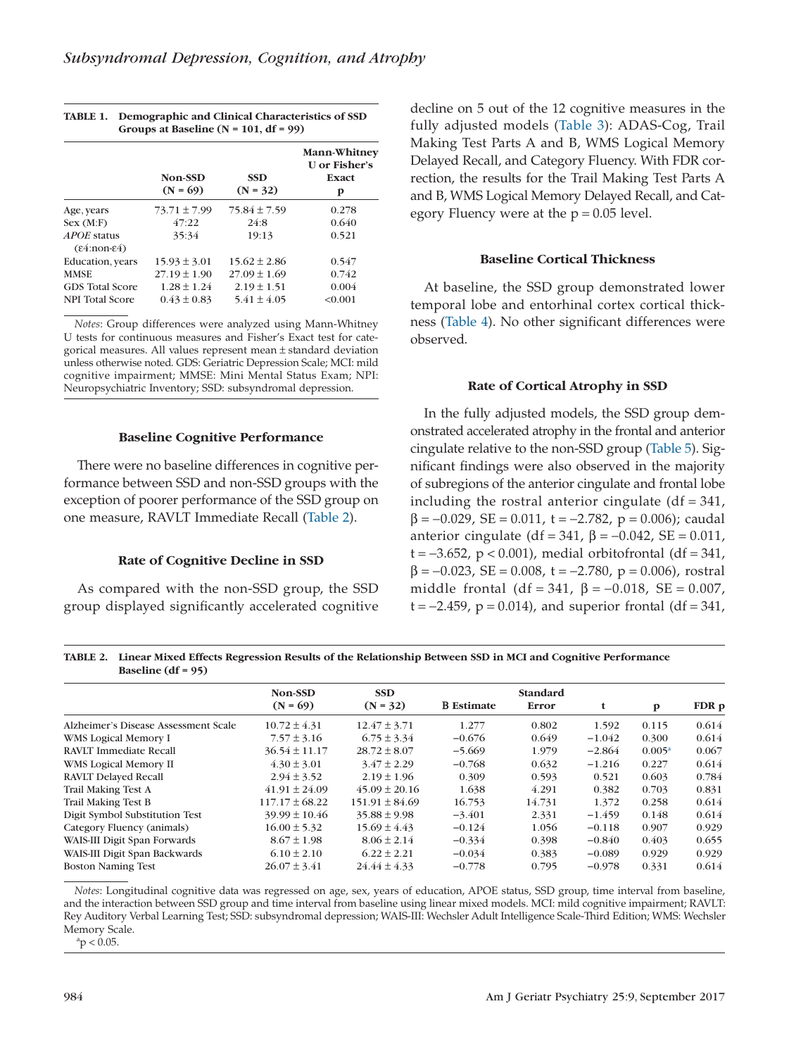**TABLE 1. Demographic and Clinical Characteristics of SSD Groups at Baseline (N = 101, df = 99)**

| | Non-SSD (N = 69) | SSD (N = 32) | Mann-Whitney U or Fisher's Exact p |
|---|---|---|---|
| Age, years | 73.71 ± 7.99 | 75.84 ± 7.59 | 0.278 |
| Sex (M:F) | 47:22 | 24:8 | 0.640 |
| *APOE* status (ε4:non-ε4) | 35:34 | 19:13 | 0.521 |
| Education, years | 15.93 ± 3.01 | 15.62 ± 2.86 | 0.547 |
| MMSE | 27.19 ± 1.90 | 27.09 ± 1.69 | 0.742 |
| GDS Total Score | 1.28 ± 1.24 | 2.19 ± 1.51 | 0.004 |
| NPI Total Score | 0.43 ± 0.83 | 5.41 ± 4.05 | <0.001 |

*Notes*: Group differences were analyzed using Mann-Whitney U tests for continuous measures and Fisher's Exact test for categorical measures. All values represent mean ± standard deviation unless otherwise noted. GDS: Geriatric Depression Scale; MCI: mild cognitive impairment; MMSE: Mini Mental Status Exam; NPI: Neuropsychiatric Inventory; SSD: subsyndromal depression.

### Baseline Cognitive Performance

There were no baseline differences in cognitive performance between SSD and non-SSD groups with the exception of poorer performance of the SSD group on one measure, RAVLT Immediate Recall (Table 2).

### Rate of Cognitive Decline in SSD

As compared with the non-SSD group, the SSD group displayed significantly accelerated cognitive decline on 5 out of the 12 cognitive measures in the fully adjusted models (Table 3): ADAS-Cog, Trail Making Test Parts A and B, WMS Logical Memory Delayed Recall, and Category Fluency. With FDR correction, the results for the Trail Making Test Parts A and B, WMS Logical Memory Delayed Recall, and Category Fluency were at the $p = 0.05$ level.

### Baseline Cortical Thickness

At baseline, the SSD group demonstrated lower temporal lobe and entorhinal cortex cortical thickness (Table 4). No other significant differences were observed.

### Rate of Cortical Atrophy in SSD

In the fully adjusted models, the SSD group demonstrated accelerated atrophy in the frontal and anterior cingulate relative to the non-SSD group (Table 5). Significant findings were also observed in the majority of subregions of the anterior cingulate and frontal lobe including the rostral anterior cingulate (df = 341, $\beta = -0.029$, SE = 0.011, $t = -2.782$, $p = 0.006$); caudal anterior cingulate (df = 341, $\beta = -0.042$, SE = 0.011, $t = -3.652$, $p < 0.001$), medial orbitofrontal (df = 341, $\beta = -0.023$, SE = 0.008, $t = -2.780$, $p = 0.006$), rostral middle frontal (df = 341, $\beta = -0.018$, SE = 0.007, $t = -2.459$, $p = 0.014$), and superior frontal (df = 341,

**TABLE 2. Linear Mixed Effects Regression Results of the Relationship Between SSD in MCI and Cognitive Performance Baseline (df = 95)**

| | Non-SSD (N = 69) | SSD (N = 32) | B Estimate | Standard Error | t | p | FDR p |
|---|---|---|---|---|---|---|---|
| Alzheimer's Disease Assessment Scale | 10.72 ± 4.31 | 12.47 ± 3.71 | 1.277 | 0.802 | 1.592 | 0.115 | 0.614 |
| WMS Logical Memory I | 7.57 ± 3.16 | 6.75 ± 3.34 | −0.676 | 0.649 | −1.042 | 0.300 | 0.614 |
| RAVLT Immediate Recall | 36.54 ± 11.17 | 28.72 ± 8.07 | −5.669 | 1.979 | −2.864 | 0.005[a] | 0.067 |
| WMS Logical Memory II | 4.30 ± 3.01 | 3.47 ± 2.29 | −0.768 | 0.632 | −1.216 | 0.227 | 0.614 |
| RAVLT Delayed Recall | 2.94 ± 3.52 | 2.19 ± 1.96 | 0.309 | 0.593 | 0.521 | 0.603 | 0.784 |
| Trail Making Test A | 41.91 ± 24.09 | 45.09 ± 20.16 | 1.638 | 4.291 | 0.382 | 0.703 | 0.831 |
| Trail Making Test B | 117.17 ± 68.22 | 151.91 ± 84.69 | 16.753 | 14.731 | 1.372 | 0.258 | 0.614 |
| Digit Symbol Substitution Test | 39.99 ± 10.46 | 35.88 ± 9.98 | −3.401 | 2.331 | −1.459 | 0.148 | 0.614 |
| Category Fluency (animals) | 16.00 ± 5.32 | 15.69 ± 4.43 | −0.124 | 1.056 | −0.118 | 0.907 | 0.929 |
| WAIS-III Digit Span Forwards | 8.67 ± 1.98 | 8.06 ± 2.14 | −0.334 | 0.398 | −0.840 | 0.403 | 0.655 |
| WAIS-III Digit Span Backwards | 6.10 ± 2.10 | 6.22 ± 2.21 | −0.034 | 0.383 | −0.089 | 0.929 | 0.929 |
| Boston Naming Test | 26.07 ± 3.41 | 24.44 ± 4.33 | −0.778 | 0.795 | −0.978 | 0.331 | 0.614 |

*Notes*: Longitudinal cognitive data was regressed on age, sex, years of education, APOE status, SSD group, time interval from baseline, and the interaction between SSD group and time interval from baseline using linear mixed models. MCI: mild cognitive impairment; RAVLT: Rey Auditory Verbal Learning Test; SSD: subsyndromal depression; WAIS-III: Wechsler Adult Intelligence Scale-Third Edition; WMS: Wechsler Memory Scale.

[a] $p < 0.05$.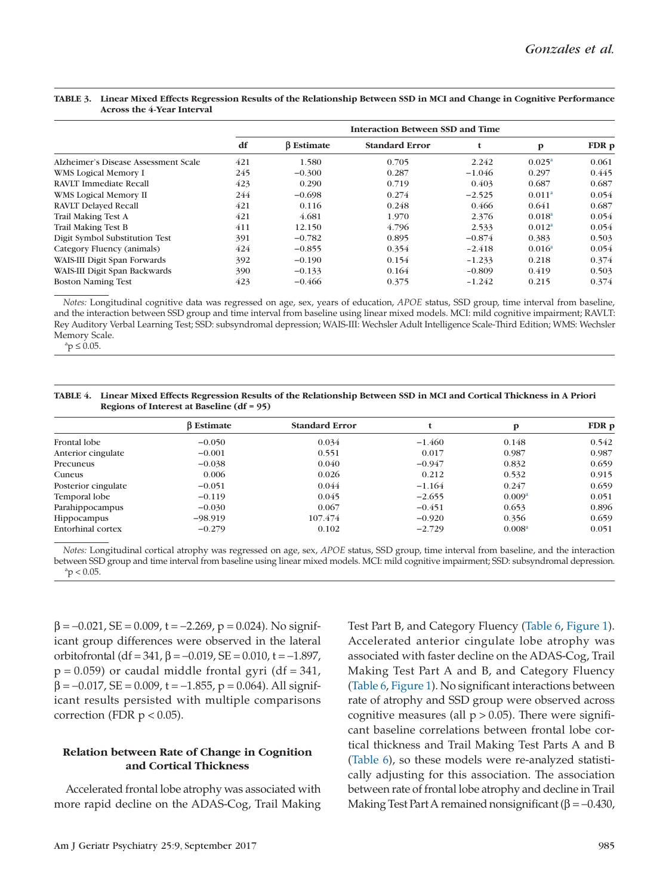**TABLE 3. Linear Mixed Effects Regression Results of the Relationship Between SSD in MCI and Change in Cognitive Performance Across the 4-Year Interval**

| | Interaction Between SSD and Time | | | | | |
|---|---|---|---|---|---|---|
| | df | β Estimate | Standard Error | t | p | FDR p |
| Alzheimer's Disease Assessment Scale | 421 | 1.580 | 0.705 | 2.242 | 0.025[a] | 0.061 |
| WMS Logical Memory I | 245 | −0.300 | 0.287 | −1.046 | 0.297 | 0.445 |
| RAVLT Immediate Recall | 423 | 0.290 | 0.719 | 0.403 | 0.687 | 0.687 |
| WMS Logical Memory II | 244 | −0.698 | 0.274 | −2.525 | 0.011[a] | 0.054 |
| RAVLT Delayed Recall | 421 | 0.116 | 0.248 | 0.466 | 0.641 | 0.687 |
| Trail Making Test A | 421 | 4.681 | 1.970 | 2.376 | 0.018[a] | 0.054 |
| Trail Making Test B | 411 | 12.150 | 4.796 | 2.533 | 0.012[a] | 0.054 |
| Digit Symbol Substitution Test | 391 | −0.782 | 0.895 | −0.874 | 0.383 | 0.503 |
| Category Fluency (animals) | 424 | −0.855 | 0.354 | −2.418 | 0.016[a] | 0.054 |
| WAIS-III Digit Span Forwards | 392 | −0.190 | 0.154 | −1.233 | 0.218 | 0.374 |
| WAIS-III Digit Span Backwards | 390 | −0.133 | 0.164 | −0.809 | 0.419 | 0.503 |
| Boston Naming Test | 423 | −0.466 | 0.375 | −1.242 | 0.215 | 0.374 |

*Notes:* Longitudinal cognitive data was regressed on age, sex, years of education, *APOE* status, SSD group, time interval from baseline, and the interaction between SSD group and time interval from baseline using linear mixed models. MCI: mild cognitive impairment; RAVLT: Rey Auditory Verbal Learning Test; SSD: subsyndromal depression; WAIS-III: Wechsler Adult Intelligence Scale-Third Edition; WMS: Wechsler Memory Scale.

[a] $p \leq 0.05$.

**TABLE 4. Linear Mixed Effects Regression Results of the Relationship Between SSD in MCI and Cortical Thickness in A Priori Regions of Interest at Baseline (df = 95)**

| | β Estimate | Standard Error | t | p | FDR p |
|---|---|---|---|---|---|
| Frontal lobe | −0.050 | 0.034 | −1.460 | 0.148 | 0.542 |
| Anterior cingulate | −0.001 | 0.551 | 0.017 | 0.987 | 0.987 |
| Precuneus | −0.038 | 0.040 | −0.947 | 0.832 | 0.659 |
| Cuneus | 0.006 | 0.026 | 0.212 | 0.532 | 0.915 |
| Posterior cingulate | −0.051 | 0.044 | −1.164 | 0.247 | 0.659 |
| Temporal lobe | −0.119 | 0.045 | −2.655 | 0.009[a] | 0.051 |
| Parahippocampus | −0.030 | 0.067 | −0.451 | 0.653 | 0.896 |
| Hippocampus | −98.919 | 107.474 | −0.920 | 0.356 | 0.659 |
| Entorhinal cortex | −0.279 | 0.102 | −2.729 | 0.008[a] | 0.051 |

*Notes:* Longitudinal cortical atrophy was regressed on age, sex, *APOE* status, SSD group, time interval from baseline, and the interaction between SSD group and time interval from baseline using linear mixed models. MCI: mild cognitive impairment; SSD: subsyndromal depression.

[a] $p < 0.05$.

$\beta = -0.021$, SE = 0.009, $t = -2.269$, $p = 0.024$). No significant group differences were observed in the lateral orbitofrontal (df = 341, $\beta = -0.019$, SE = 0.010, $t = -1.897$, $p = 0.059$) or caudal middle frontal gyri (df = 341, $\beta = -0.017$, SE = 0.009, $t = -1.855$, $p = 0.064$). All significant results persisted with multiple comparisons correction (FDR $p < 0.05$).

### Relation between Rate of Change in Cognition and Cortical Thickness

Accelerated frontal lobe atrophy was associated with more rapid decline on the ADAS-Cog, Trail Making Test Part B, and Category Fluency (Table 6, Figure 1). Accelerated anterior cingulate lobe atrophy was associated with faster decline on the ADAS-Cog, Trail Making Test Part A and B, and Category Fluency (Table 6, Figure 1). No significant interactions between rate of atrophy and SSD group were observed across cognitive measures (all $p > 0.05$). There were significant baseline correlations between frontal lobe cortical thickness and Trail Making Test Parts A and B (Table 6), so these models were re-analyzed statistically adjusting for this association. The association between rate of frontal lobe atrophy and decline in Trail Making Test Part A remained nonsignificant ($\beta = -0.430$,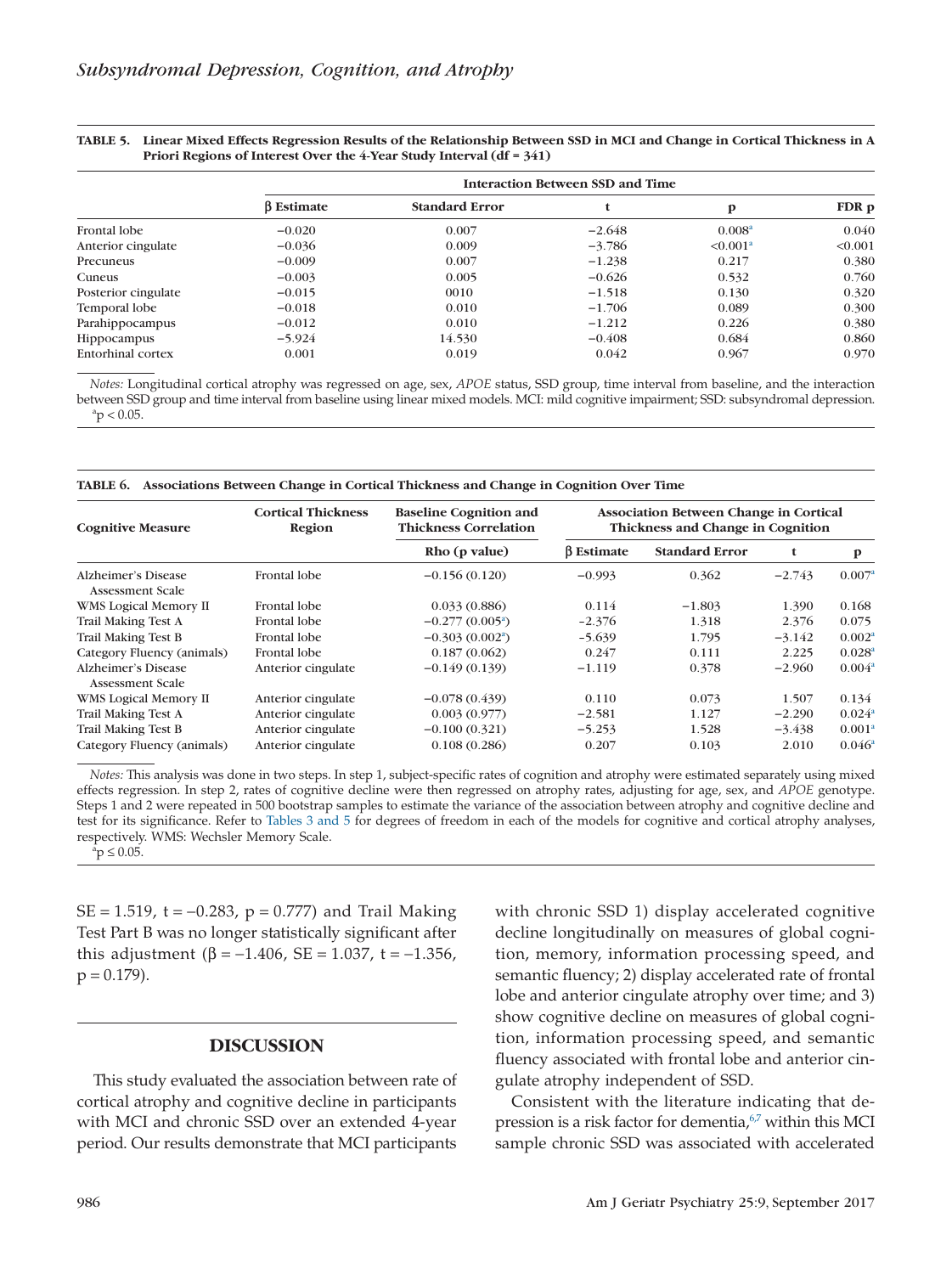**TABLE 5. Linear Mixed Effects Regression Results of the Relationship Between SSD in MCI and Change in Cortical Thickness in A Priori Regions of Interest Over the 4-Year Study Interval (df = 341)**

| | Interaction Between SSD and Time | | | | |
|---|---|---|---|---|---|
| | β Estimate | Standard Error | t | p | FDR p |
| Frontal lobe | −0.020 | 0.007 | −2.648 | 0.008[a] | 0.040 |
| Anterior cingulate | −0.036 | 0.009 | −3.786 | <0.001[a] | <0.001 |
| Precuneus | −0.009 | 0.007 | −1.238 | 0.217 | 0.380 |
| Cuneus | −0.003 | 0.005 | −0.626 | 0.532 | 0.760 |
| Posterior cingulate | −0.015 | 0010 | −1.518 | 0.130 | 0.320 |
| Temporal lobe | −0.018 | 0.010 | −1.706 | 0.089 | 0.300 |
| Parahippocampus | −0.012 | 0.010 | −1.212 | 0.226 | 0.380 |
| Hippocampus | −5.924 | 14.530 | −0.408 | 0.684 | 0.860 |
| Entorhinal cortex | 0.001 | 0.019 | 0.042 | 0.967 | 0.970 |

*Notes:* Longitudinal cortical atrophy was regressed on age, sex, *APOE* status, SSD group, time interval from baseline, and the interaction between SSD group and time interval from baseline using linear mixed models. MCI: mild cognitive impairment; SSD: subsyndromal depression.
[a]p < 0.05.

**TABLE 6. Associations Between Change in Cortical Thickness and Change in Cognition Over Time**

| Cognitive Measure | Cortical Thickness Region | Baseline Cognition and Thickness Correlation | Association Between Change in Cortical Thickness and Change in Cognition | | | |
|---|---|---|---|---|---|---|
| | | Rho (p value) | β Estimate | Standard Error | t | p |
| Alzheimer's Disease Assessment Scale | Frontal lobe | −0.156 (0.120) | −0.993 | 0.362 | −2.743 | 0.007[a] |
| WMS Logical Memory II | Frontal lobe | 0.033 (0.886) | 0.114 | −1.803 | 1.390 | 0.168 |
| Trail Making Test A | Frontal lobe | −0.277 (0.005[a]) | −2.376 | 1.318 | 2.376 | 0.075 |
| Trail Making Test B | Frontal lobe | −0.303 (0.002[a]) | −5.639 | 1.795 | −3.142 | 0.002[a] |
| Category Fluency (animals) | Frontal lobe | 0.187 (0.062) | 0.247 | 0.111 | 2.225 | 0.028[a] |
| Alzheimer's Disease Assessment Scale | Anterior cingulate | −0.149 (0.139) | −1.119 | 0.378 | −2.960 | 0.004[a] |
| WMS Logical Memory II | Anterior cingulate | −0.078 (0.439) | 0.110 | 0.073 | 1.507 | 0.134 |
| Trail Making Test A | Anterior cingulate | 0.003 (0.977) | −2.581 | 1.127 | −2.290 | 0.024[a] |
| Trail Making Test B | Anterior cingulate | −0.100 (0.321) | −5.253 | 1.528 | −3.438 | 0.001[a] |
| Category Fluency (animals) | Anterior cingulate | 0.108 (0.286) | 0.207 | 0.103 | 2.010 | 0.046[a] |

*Notes:* This analysis was done in two steps. In step 1, subject-specific rates of cognition and atrophy were estimated separately using mixed effects regression. In step 2, rates of cognitive decline were then regressed on atrophy rates, adjusting for age, sex, and *APOE* genotype. Steps 1 and 2 were repeated in 500 bootstrap samples to estimate the variance of the association between atrophy and cognitive decline and test for its significance. Refer to Tables 3 and 5 for degrees of freedom in each of the models for cognitive and cortical atrophy analyses, respectively. WMS: Wechsler Memory Scale.
[a]p ≤ 0.05.

SE = 1.519, t = −0.283, p = 0.777) and Trail Making Test Part B was no longer statistically significant after this adjustment (β = −1.406, SE = 1.037, t = −1.356, p = 0.179).

## DISCUSSION

This study evaluated the association between rate of cortical atrophy and cognitive decline in participants with MCI and chronic SSD over an extended 4-year period. Our results demonstrate that MCI participants with chronic SSD 1) display accelerated cognitive decline longitudinally on measures of global cognition, memory, information processing speed, and semantic fluency; 2) display accelerated rate of frontal lobe and anterior cingulate atrophy over time; and 3) show cognitive decline on measures of global cognition, information processing speed, and semantic fluency associated with frontal lobe and anterior cingulate atrophy independent of SSD.

Consistent with the literature indicating that depression is a risk factor for dementia,[6,7] within this MCI sample chronic SSD was associated with accelerated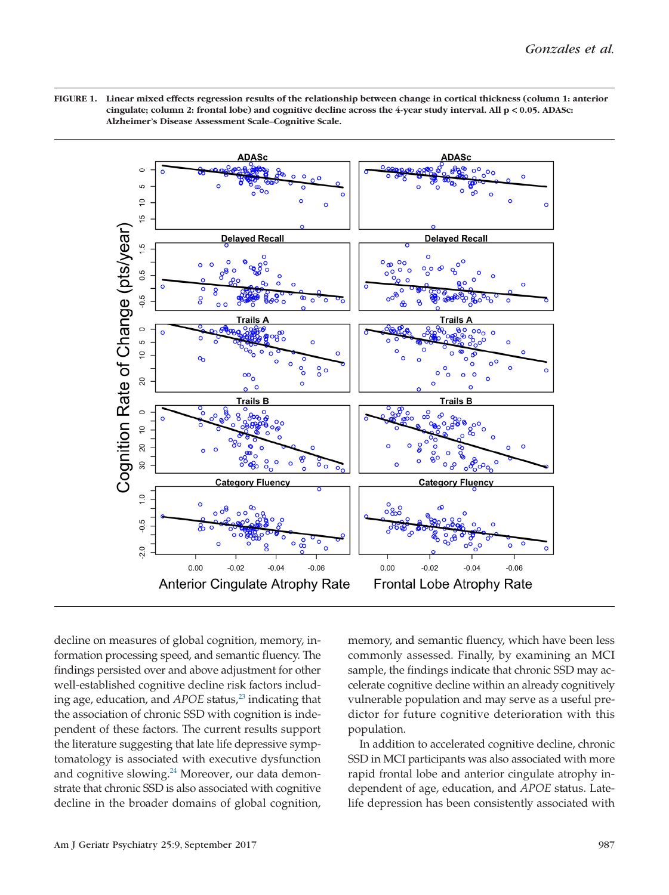**FIGURE 1.** **Linear mixed effects regression results of the relationship between change in cortical thickness (column 1: anterior cingulate; column 2: frontal lobe) and cognitive decline across the 4-year study interval. All $p < 0.05$. ADASc: Alzheimer's Disease Assessment Scale–Cognitive Scale.**

Cognition Rate of Change (pts/year)

ADASc

ADASc

0
5
10
15

Delayed Recall

Delayed Recall

1.5
0.5
-0.5

Trails A

Trails A

0
5
10
20

Trails B

Trails B

0
10
20
30

Category Fluency

Category Fluency

1.0
-0.5
-2.0

0.00
-0.02
-0.04
-0.06

0.00
-0.02
-0.04
-0.06

Anterior Cingulate Atrophy Rate

Frontal Lobe Atrophy Rate

decline on measures of global cognition, memory, information processing speed, and semantic fluency. The findings persisted over and above adjustment for other well-established cognitive decline risk factors including age, education, and *APOE* status,[23] indicating that the association of chronic SSD with cognition is independent of these factors. The current results support the literature suggesting that late life depressive symptomatology is associated with executive dysfunction and cognitive slowing.[24] Moreover, our data demonstrate that chronic SSD is also associated with cognitive decline in the broader domains of global cognition, memory, and semantic fluency, which have been less commonly assessed. Finally, by examining an MCI sample, the findings indicate that chronic SSD may accelerate cognitive decline within an already cognitively vulnerable population and may serve as a useful predictor for future cognitive deterioration with this population.

In addition to accelerated cognitive decline, chronic SSD in MCI participants was also associated with more rapid frontal lobe and anterior cingulate atrophy independent of age, education, and *APOE* status. Late-life depression has been consistently associated with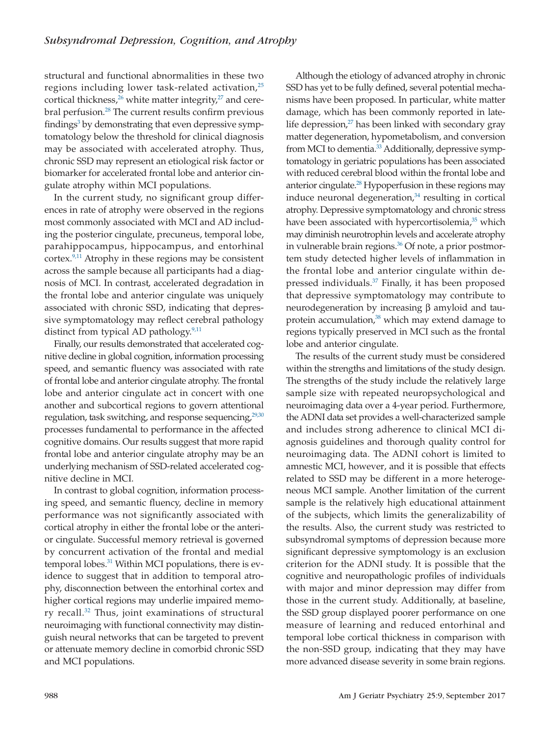structural and functional abnormalities in these two regions including lower task-related activation,[25] cortical thickness,[26] white matter integrity,[27] and cerebral perfusion.[28] The current results confirm previous findings[3] by demonstrating that even depressive symptomatology below the threshold for clinical diagnosis may be associated with accelerated atrophy. Thus, chronic SSD may represent an etiological risk factor or biomarker for accelerated frontal lobe and anterior cingulate atrophy within MCI populations.

In the current study, no significant group differences in rate of atrophy were observed in the regions most commonly associated with MCI and AD including the posterior cingulate, precuneus, temporal lobe, parahippocampus, hippocampus, and entorhinal cortex.[9,11] Atrophy in these regions may be consistent across the sample because all participants had a diagnosis of MCI. In contrast, accelerated degradation in the frontal lobe and anterior cingulate was uniquely associated with chronic SSD, indicating that depressive symptomatology may reflect cerebral pathology distinct from typical AD pathology.[9,11]

Finally, our results demonstrated that accelerated cognitive decline in global cognition, information processing speed, and semantic fluency was associated with rate of frontal lobe and anterior cingulate atrophy. The frontal lobe and anterior cingulate act in concert with one another and subcortical regions to govern attentional regulation, task switching, and response sequencing,[29,30] processes fundamental to performance in the affected cognitive domains. Our results suggest that more rapid frontal lobe and anterior cingulate atrophy may be an underlying mechanism of SSD-related accelerated cognitive decline in MCI.

In contrast to global cognition, information processing speed, and semantic fluency, decline in memory performance was not significantly associated with cortical atrophy in either the frontal lobe or the anterior cingulate. Successful memory retrieval is governed by concurrent activation of the frontal and medial temporal lobes.[31] Within MCI populations, there is evidence to suggest that in addition to temporal atrophy, disconnection between the entorhinal cortex and higher cortical regions may underlie impaired memory recall.[32] Thus, joint examinations of structural neuroimaging with functional connectivity may distinguish neural networks that can be targeted to prevent or attenuate memory decline in comorbid chronic SSD and MCI populations.

Although the etiology of advanced atrophy in chronic SSD has yet to be fully defined, several potential mechanisms have been proposed. In particular, white matter damage, which has been commonly reported in late-life depression,[27] has been linked with secondary gray matter degeneration, hypometabolism, and conversion from MCI to dementia.[33] Additionally, depressive symptomatology in geriatric populations has been associated with reduced cerebral blood within the frontal lobe and anterior cingulate.[28] Hypoperfusion in these regions may induce neuronal degeneration,[34] resulting in cortical atrophy. Depressive symptomatology and chronic stress have been associated with hypercortisolemia,[35] which may diminish neurotrophin levels and accelerate atrophy in vulnerable brain regions.[36] Of note, a prior postmortem study detected higher levels of inflammation in the frontal lobe and anterior cingulate within depressed individuals.[37] Finally, it has been proposed that depressive symptomatology may contribute to neurodegeneration by increasing β amyloid and tau-protein accumulation,[38] which may extend damage to regions typically preserved in MCI such as the frontal lobe and anterior cingulate.

The results of the current study must be considered within the strengths and limitations of the study design. The strengths of the study include the relatively large sample size with repeated neuropsychological and neuroimaging data over a 4-year period. Furthermore, the ADNI data set provides a well-characterized sample and includes strong adherence to clinical MCI diagnosis guidelines and thorough quality control for neuroimaging data. The ADNI cohort is limited to amnestic MCI, however, and it is possible that effects related to SSD may be different in a more heterogeneous MCI sample. Another limitation of the current sample is the relatively high educational attainment of the subjects, which limits the generalizability of the results. Also, the current study was restricted to subsyndromal symptoms of depression because more significant depressive symptomology is an exclusion criterion for the ADNI study. It is possible that the cognitive and neuropathologic profiles of individuals with major and minor depression may differ from those in the current study. Additionally, at baseline, the SSD group displayed poorer performance on one measure of learning and reduced entorhinal and temporal lobe cortical thickness in comparison with the non-SSD group, indicating that they may have more advanced disease severity in some brain regions.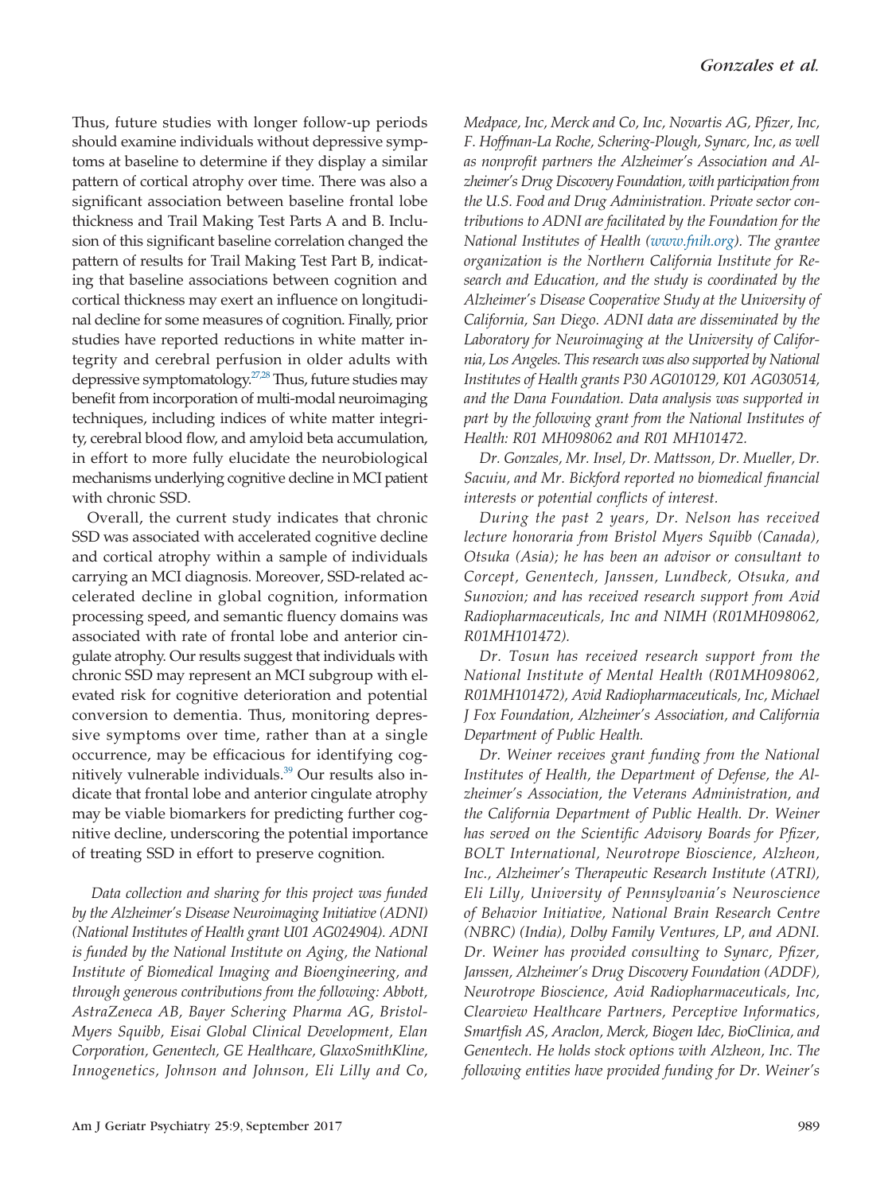Thus, future studies with longer follow-up periods should examine individuals without depressive symptoms at baseline to determine if they display a similar pattern of cortical atrophy over time. There was also a significant association between baseline frontal lobe thickness and Trail Making Test Parts A and B. Inclusion of this significant baseline correlation changed the pattern of results for Trail Making Test Part B, indicating that baseline associations between cognition and cortical thickness may exert an influence on longitudinal decline for some measures of cognition. Finally, prior studies have reported reductions in white matter integrity and cerebral perfusion in older adults with depressive symptomatology.[27,28] Thus, future studies may benefit from incorporation of multi-modal neuroimaging techniques, including indices of white matter integrity, cerebral blood flow, and amyloid beta accumulation, in effort to more fully elucidate the neurobiological mechanisms underlying cognitive decline in MCI patient with chronic SSD.

Overall, the current study indicates that chronic SSD was associated with accelerated cognitive decline and cortical atrophy within a sample of individuals carrying an MCI diagnosis. Moreover, SSD-related accelerated decline in global cognition, information processing speed, and semantic fluency domains was associated with rate of frontal lobe and anterior cingulate atrophy. Our results suggest that individuals with chronic SSD may represent an MCI subgroup with elevated risk for cognitive deterioration and potential conversion to dementia. Thus, monitoring depressive symptoms over time, rather than at a single occurrence, may be efficacious for identifying cognitively vulnerable individuals.[39] Our results also indicate that frontal lobe and anterior cingulate atrophy may be viable biomarkers for predicting further cognitive decline, underscoring the potential importance of treating SSD in effort to preserve cognition.

*Data collection and sharing for this project was funded by the Alzheimer's Disease Neuroimaging Initiative (ADNI) (National Institutes of Health grant U01 AG024904). ADNI is funded by the National Institute on Aging, the National Institute of Biomedical Imaging and Bioengineering, and through generous contributions from the following: Abbott, AstraZeneca AB, Bayer Schering Pharma AG, Bristol-Myers Squibb, Eisai Global Clinical Development, Elan Corporation, Genentech, GE Healthcare, GlaxoSmithKline, Innogenetics, Johnson and Johnson, Eli Lilly and Co, Medpace, Inc, Merck and Co, Inc, Novartis AG, Pfizer, Inc, F. Hoffman-La Roche, Schering-Plough, Synarc, Inc, as well as nonprofit partners the Alzheimer's Association and Alzheimer's Drug Discovery Foundation, with participation from the U.S. Food and Drug Administration. Private sector contributions to ADNI are facilitated by the Foundation for the National Institutes of Health (www.fnih.org). The grantee organization is the Northern California Institute for Research and Education, and the study is coordinated by the Alzheimer's Disease Cooperative Study at the University of California, San Diego. ADNI data are disseminated by the Laboratory for Neuroimaging at the University of California, Los Angeles. This research was also supported by National Institutes of Health grants P30 AG010129, K01 AG030514, and the Dana Foundation. Data analysis was supported in part by the following grant from the National Institutes of Health: R01 MH098062 and R01 MH101472.*

*Dr. Gonzales, Mr. Insel, Dr. Mattsson, Dr. Mueller, Dr. Sacuiu, and Mr. Bickford reported no biomedical financial interests or potential conflicts of interest.*

*During the past 2 years, Dr. Nelson has received lecture honoraria from Bristol Myers Squibb (Canada), Otsuka (Asia); he has been an advisor or consultant to Corcept, Genentech, Janssen, Lundbeck, Otsuka, and Sunovion; and has received research support from Avid Radiopharmaceuticals, Inc and NIMH (R01MH098062, R01MH101472).*

*Dr. Tosun has received research support from the National Institute of Mental Health (R01MH098062, R01MH101472), Avid Radiopharmaceuticals, Inc, Michael J Fox Foundation, Alzheimer's Association, and California Department of Public Health.*

*Dr. Weiner receives grant funding from the National Institutes of Health, the Department of Defense, the Alzheimer's Association, the Veterans Administration, and the California Department of Public Health. Dr. Weiner has served on the Scientific Advisory Boards for Pfizer, BOLT International, Neurotrope Bioscience, Alzheon, Inc., Alzheimer's Therapeutic Research Institute (ATRI), Eli Lilly, University of Pennsylvania's Neuroscience of Behavior Initiative, National Brain Research Centre (NBRC) (India), Dolby Family Ventures, LP, and ADNI. Dr. Weiner has provided consulting to Synarc, Pfizer, Janssen, Alzheimer's Drug Discovery Foundation (ADDF), Neurotrope Bioscience, Avid Radiopharmaceuticals, Inc, Clearview Healthcare Partners, Perceptive Informatics, Smartfish AS, Araclon, Merck, Biogen Idec, BioClinica, and Genentech. He holds stock options with Alzheon, Inc. The following entities have provided funding for Dr. Weiner's*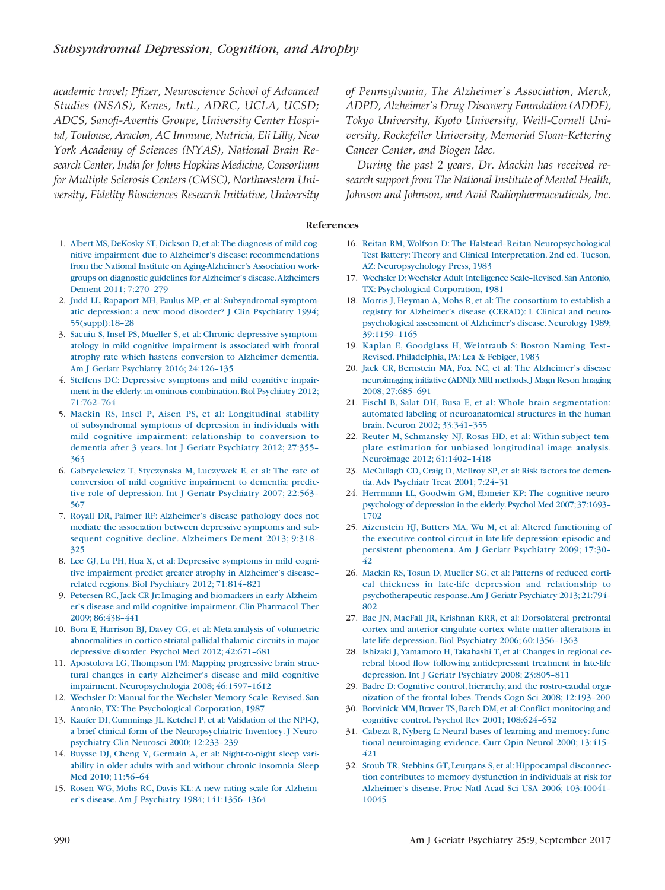*academic travel; Pfizer, Neuroscience School of Advanced Studies (NSAS), Kenes, Intl., ADRC, UCLA, UCSD; ADCS, Sanofi-Aventis Groupe, University Center Hospital, Toulouse, Araclon, AC Immune, Nutricia, Eli Lilly, New York Academy of Sciences (NYAS), National Brain Research Center, India for Johns Hopkins Medicine, Consortium for Multiple Sclerosis Centers (CMSC), Northwestern University, Fidelity Biosciences Research Initiative, University of Pennsylvania, The Alzheimer's Association, Merck, ADPD, Alzheimer's Drug Discovery Foundation (ADDF), Tokyo University, Kyoto University, Weill-Cornell University, Rockefeller University, Memorial Sloan-Kettering Cancer Center, and Biogen Idec.*

*During the past 2 years, Dr. Mackin has received research support from The National Institute of Mental Health, Johnson and Johnson, and Avid Radiopharmaceuticals, Inc.*

## References

1. Albert MS, DeKosky ST, Dickson D, et al: The diagnosis of mild cognitive impairment due to Alzheimer's disease: recommendations from the National Institute on Aging-Alzheimer's Association workgroups on diagnostic guidelines for Alzheimer's disease. Alzheimers Dement 2011; 7:270–279
2. Judd LL, Rapaport MH, Paulus MP, et al: Subsyndromal symptomatic depression: a new mood disorder? J Clin Psychiatry 1994; 55(suppl):18–28
3. Sacuiu S, Insel PS, Mueller S, et al: Chronic depressive symptomatology in mild cognitive impairment is associated with frontal atrophy rate which hastens conversion to Alzheimer dementia. Am J Geriatr Psychiatry 2016; 24:126–135
4. Steffens DC: Depressive symptoms and mild cognitive impairment in the elderly: an ominous combination. Biol Psychiatry 2012; 71:762–764
5. Mackin RS, Insel P, Aisen PS, et al: Longitudinal stability of subsyndromal symptoms of depression in individuals with mild cognitive impairment: relationship to conversion to dementia after 3 years. Int J Geriatr Psychiatry 2012; 27:355–363
6. Gabryelewicz T, Styczynska M, Luczywek E, et al: The rate of conversion of mild cognitive impairment to dementia: predictive role of depression. Int J Geriatr Psychiatry 2007; 22:563–567
7. Royall DR, Palmer RF: Alzheimer's disease pathology does not mediate the association between depressive symptoms and subsequent cognitive decline. Alzheimers Dement 2013; 9:318–325
8. Lee GJ, Lu PH, Hua X, et al: Depressive symptoms in mild cognitive impairment predict greater atrophy in Alzheimer's disease–related regions. Biol Psychiatry 2012; 71:814–821
9. Petersen RC, Jack CR Jr: Imaging and biomarkers in early Alzheimer's disease and mild cognitive impairment. Clin Pharmacol Ther 2009; 86:438–441
10. Bora E, Harrison BJ, Davey CG, et al: Meta-analysis of volumetric abnormalities in cortico-striatal-pallidal-thalamic circuits in major depressive disorder. Psychol Med 2012; 42:671–681
11. Apostolova LG, Thompson PM: Mapping progressive brain structural changes in early Alzheimer's disease and mild cognitive impairment. Neuropsychologia 2008; 46:1597–1612
12. Wechsler D: Manual for the Wechsler Memory Scale–Revised. San Antonio, TX: The Psychological Corporation, 1987
13. Kaufer DI, Cummings JL, Ketchel P, et al: Validation of the NPI-Q, a brief clinical form of the Neuropsychiatric Inventory. J Neuropsychiatry Clin Neurosci 2000; 12:233–239
14. Buysse DJ, Cheng Y, Germain A, et al: Night-to-night sleep variability in older adults with and without chronic insomnia. Sleep Med 2010; 11:56–64
15. Rosen WG, Mohs RC, Davis KL: A new rating scale for Alzheimer's disease. Am J Psychiatry 1984; 141:1356–1364
16. Reitan RM, Wolfson D: The Halstead–Reitan Neuropsychological Test Battery: Theory and Clinical Interpretation. 2nd ed. Tucson, AZ: Neuropsychology Press, 1983
17. Wechsler D: Wechsler Adult Intelligence Scale–Revised. San Antonio, TX: Psychological Corporation, 1981
18. Morris J, Heyman A, Mohs R, et al: The consortium to establish a registry for Alzheimer's disease (CERAD): I. Clinical and neuropsychological assessment of Alzheimer's disease. Neurology 1989; 39:1159–1165
19. Kaplan E, Goodglass H, Weintraub S: Boston Naming Test–Revised. Philadelphia, PA: Lea & Febiger, 1983
20. Jack CR, Bernstein MA, Fox NC, et al: The Alzheimer's disease neuroimaging initiative (ADNI): MRI methods. J Magn Reson Imaging 2008; 27:685–691
21. Fischl B, Salat DH, Busa E, et al: Whole brain segmentation: automated labeling of neuroanatomical structures in the human brain. Neuron 2002; 33:341–355
22. Reuter M, Schmansky NJ, Rosas HD, et al: Within-subject template estimation for unbiased longitudinal image analysis. Neuroimage 2012; 61:1402–1418
23. McCullagh CD, Craig D, McIlroy SP, et al: Risk factors for dementia. Adv Psychiatr Treat 2001; 7:24–31
24. Herrmann LL, Goodwin GM, Ebmeier KP: The cognitive neuropsychology of depression in the elderly. Psychol Med 2007; 37:1693–1702
25. Aizenstein HJ, Butters MA, Wu M, et al: Altered functioning of the executive control circuit in late-life depression: episodic and persistent phenomena. Am J Geriatr Psychiatry 2009; 17:30–42
26. Mackin RS, Tosun D, Mueller SG, et al: Patterns of reduced cortical thickness in late-life depression and relationship to psychotherapeutic response. Am J Geriatr Psychiatry 2013; 21:794–802
27. Bae JN, MacFall JR, Krishnan KRR, et al: Dorsolateral prefrontal cortex and anterior cingulate cortex white matter alterations in late-life depression. Biol Psychiatry 2006; 60:1356–1363
28. Ishizaki J, Yamamoto H, Takahashi T, et al: Changes in regional cerebral blood flow following antidepressant treatment in late-life depression. Int J Geriatr Psychiatry 2008; 23:805–811
29. Badre D: Cognitive control, hierarchy, and the rostro-caudal organization of the frontal lobes. Trends Cogn Sci 2008; 12:193–200
30. Botvinick MM, Braver TS, Barch DM, et al: Conflict monitoring and cognitive control. Psychol Rev 2001; 108:624–652
31. Cabeza R, Nyberg L: Neural bases of learning and memory: functional neuroimaging evidence. Curr Opin Neurol 2000; 13:415–421
32. Stoub TR, Stebbins GT, Leurgans S, et al: Hippocampal disconnection contributes to memory dysfunction in individuals at risk for Alzheimer's disease. Proc Natl Acad Sci USA 2006; 103:10041–10045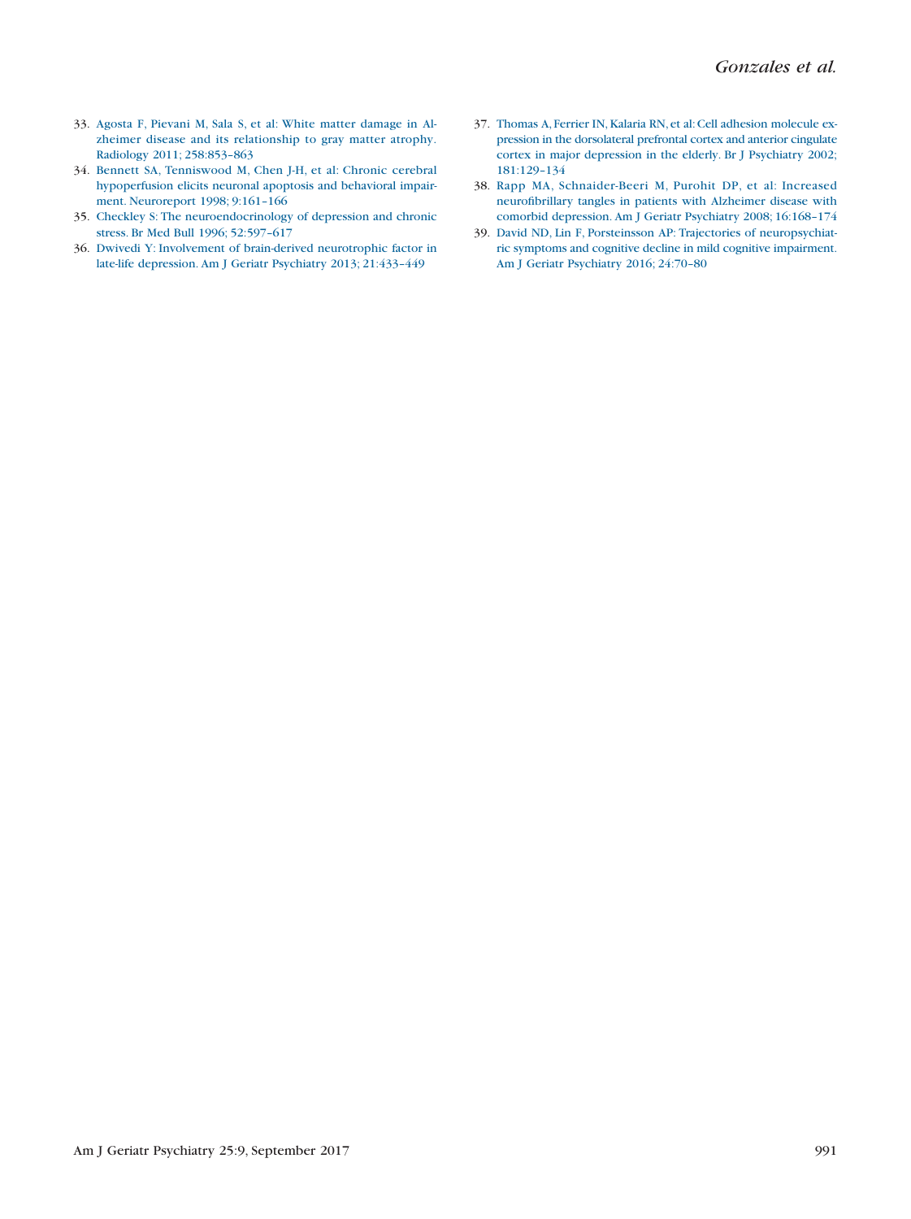33. Agosta F, Pievani M, Sala S, et al: White matter damage in Alzheimer disease and its relationship to gray matter atrophy. Radiology 2011; 258:853–863
34. Bennett SA, Tenniswood M, Chen J-H, et al: Chronic cerebral hypoperfusion elicits neuronal apoptosis and behavioral impairment. Neuroreport 1998; 9:161–166
35. Checkley S: The neuroendocrinology of depression and chronic stress. Br Med Bull 1996; 52:597–617
36. Dwivedi Y: Involvement of brain-derived neurotrophic factor in late-life depression. Am J Geriatr Psychiatry 2013; 21:433–449
37. Thomas A, Ferrier IN, Kalaria RN, et al: Cell adhesion molecule expression in the dorsolateral prefrontal cortex and anterior cingulate cortex in major depression in the elderly. Br J Psychiatry 2002; 181:129–134
38. Rapp MA, Schnaider-Beeri M, Purohit DP, et al: Increased neurofibrillary tangles in patients with Alzheimer disease with comorbid depression. Am J Geriatr Psychiatry 2008; 16:168–174
39. David ND, Lin F, Porsteinsson AP: Trajectories of neuropsychiatric symptoms and cognitive decline in mild cognitive impairment. Am J Geriatr Psychiatry 2016; 24:70–80